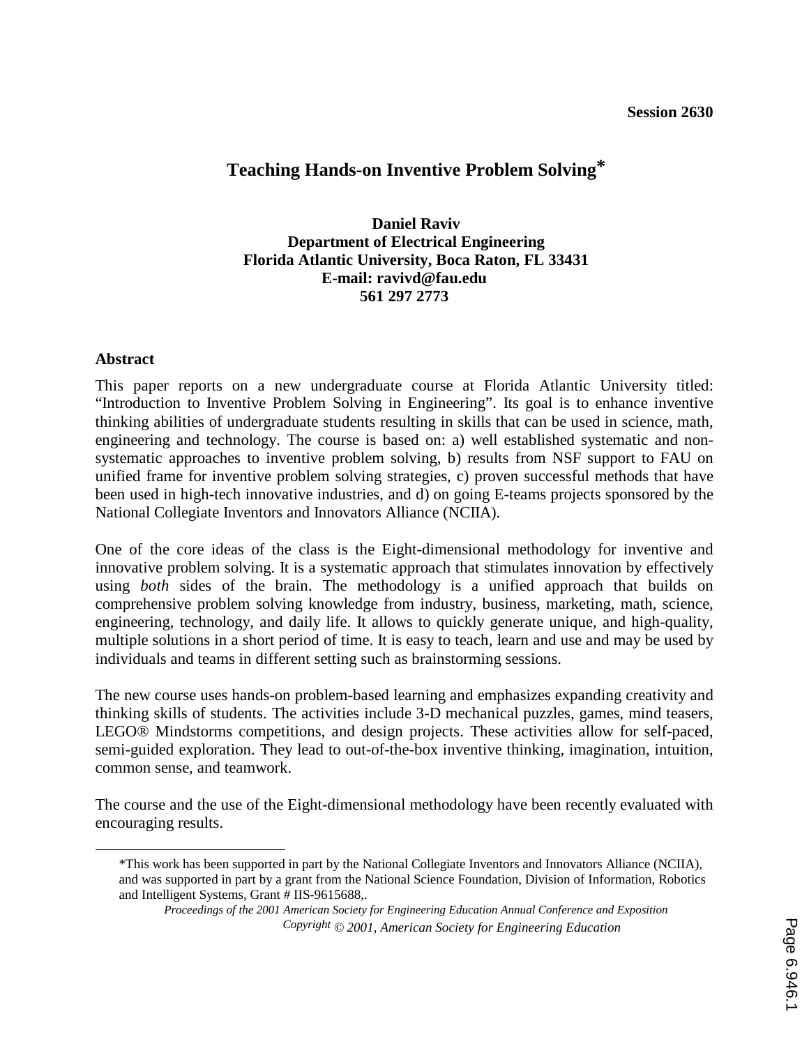Session 2630

# Teaching Hands-on Inventive Problem Solving*

**Daniel Raviv**
**Department of Electrical Engineering**
**Florida Atlantic University, Boca Raton, FL 33431**
**E-mail: ravivd@fau.edu**
**561 297 2773**

## Abstract

This paper reports on a new undergraduate course at Florida Atlantic University titled: "Introduction to Inventive Problem Solving in Engineering". Its goal is to enhance inventive thinking abilities of undergraduate students resulting in skills that can be used in science, math, engineering and technology. The course is based on: a) well established systematic and non-systematic approaches to inventive problem solving, b) results from NSF support to FAU on unified frame for inventive problem solving strategies, c) proven successful methods that have been used in high-tech innovative industries, and d) on going E-teams projects sponsored by the National Collegiate Inventors and Innovators Alliance (NCIIA).

One of the core ideas of the class is the Eight-dimensional methodology for inventive and innovative problem solving. It is a systematic approach that stimulates innovation by effectively using *both* sides of the brain. The methodology is a unified approach that builds on comprehensive problem solving knowledge from industry, business, marketing, math, science, engineering, technology, and daily life. It allows to quickly generate unique, and high-quality, multiple solutions in a short period of time. It is easy to teach, learn and use and may be used by individuals and teams in different setting such as brainstorming sessions.

The new course uses hands-on problem-based learning and emphasizes expanding creativity and thinking skills of students. The activities include 3-D mechanical puzzles, games, mind teasers, LEGO® Mindstorms competitions, and design projects. These activities allow for self-paced, semi-guided exploration. They lead to out-of-the-box inventive thinking, imagination, intuition, common sense, and teamwork.

The course and the use of the Eight-dimensional methodology have been recently evaluated with encouraging results.

---

*This work has been supported in part by the National Collegiate Inventors and Innovators Alliance (NCIIA), and was supported in part by a grant from the National Science Foundation, Division of Information, Robotics and Intelligent Systems, Grant # IIS-9615688,.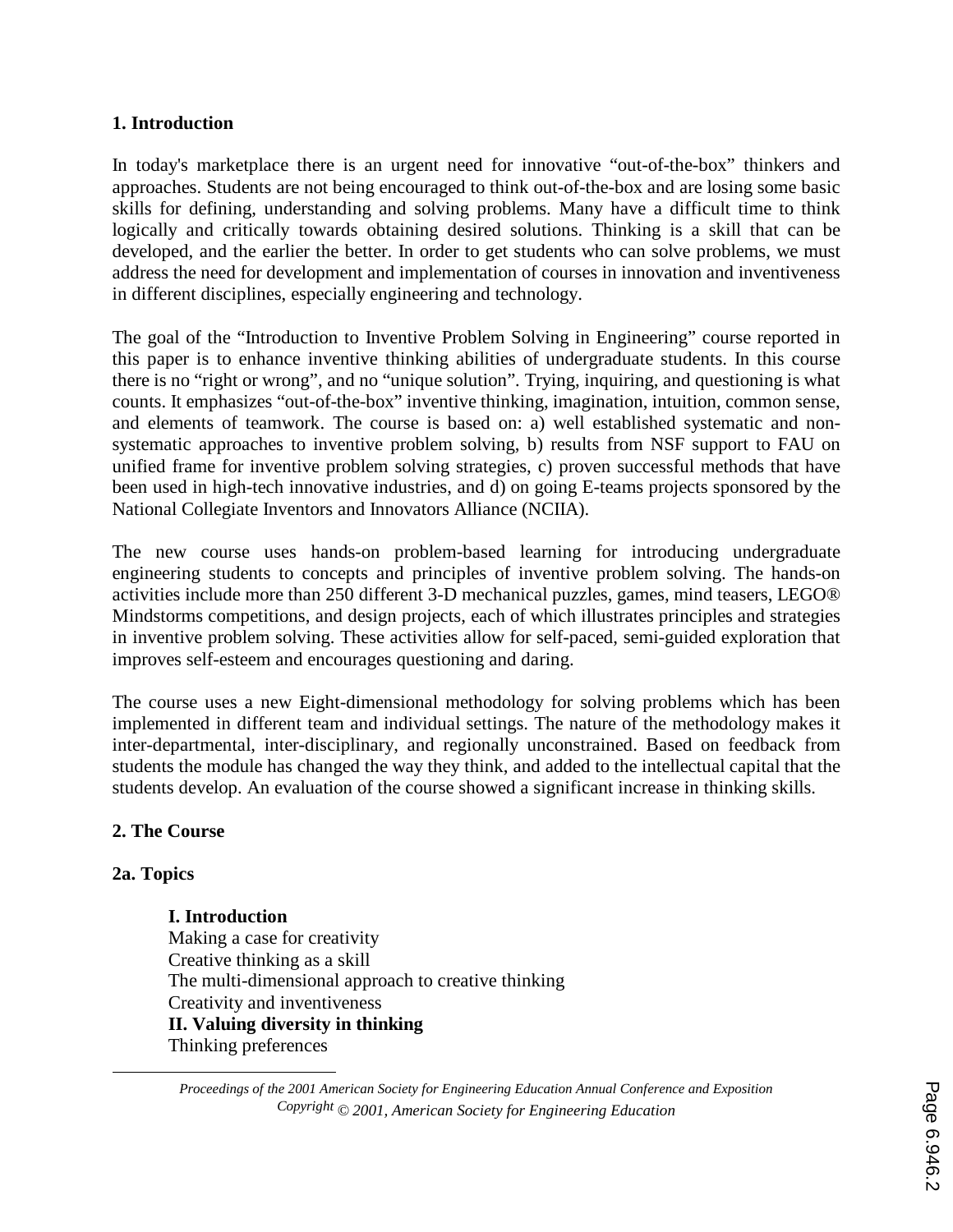## 1. Introduction

In today's marketplace there is an urgent need for innovative "out-of-the-box" thinkers and approaches. Students are not being encouraged to think out-of-the-box and are losing some basic skills for defining, understanding and solving problems. Many have a difficult time to think logically and critically towards obtaining desired solutions. Thinking is a skill that can be developed, and the earlier the better. In order to get students who can solve problems, we must address the need for development and implementation of courses in innovation and inventiveness in different disciplines, especially engineering and technology.

The goal of the "Introduction to Inventive Problem Solving in Engineering" course reported in this paper is to enhance inventive thinking abilities of undergraduate students. In this course there is no "right or wrong", and no "unique solution". Trying, inquiring, and questioning is what counts. It emphasizes "out-of-the-box" inventive thinking, imagination, intuition, common sense, and elements of teamwork. The course is based on: a) well established systematic and non-systematic approaches to inventive problem solving, b) results from NSF support to FAU on unified frame for inventive problem solving strategies, c) proven successful methods that have been used in high-tech innovative industries, and d) on going E-teams projects sponsored by the National Collegiate Inventors and Innovators Alliance (NCIIA).

The new course uses hands-on problem-based learning for introducing undergraduate engineering students to concepts and principles of inventive problem solving. The hands-on activities include more than 250 different 3-D mechanical puzzles, games, mind teasers, LEGO® Mindstorms competitions, and design projects, each of which illustrates principles and strategies in inventive problem solving. These activities allow for self-paced, semi-guided exploration that improves self-esteem and encourages questioning and daring.

The course uses a new Eight-dimensional methodology for solving problems which has been implemented in different team and individual settings. The nature of the methodology makes it inter-departmental, inter-disciplinary, and regionally unconstrained. Based on feedback from students the module has changed the way they think, and added to the intellectual capital that the students develop. An evaluation of the course showed a significant increase in thinking skills.

## 2. The Course

### 2a. Topics

**I. Introduction**
Making a case for creativity
Creative thinking as a skill
The multi-dimensional approach to creative thinking
Creativity and inventiveness
**II. Valuing diversity in thinking**
Thinking preferences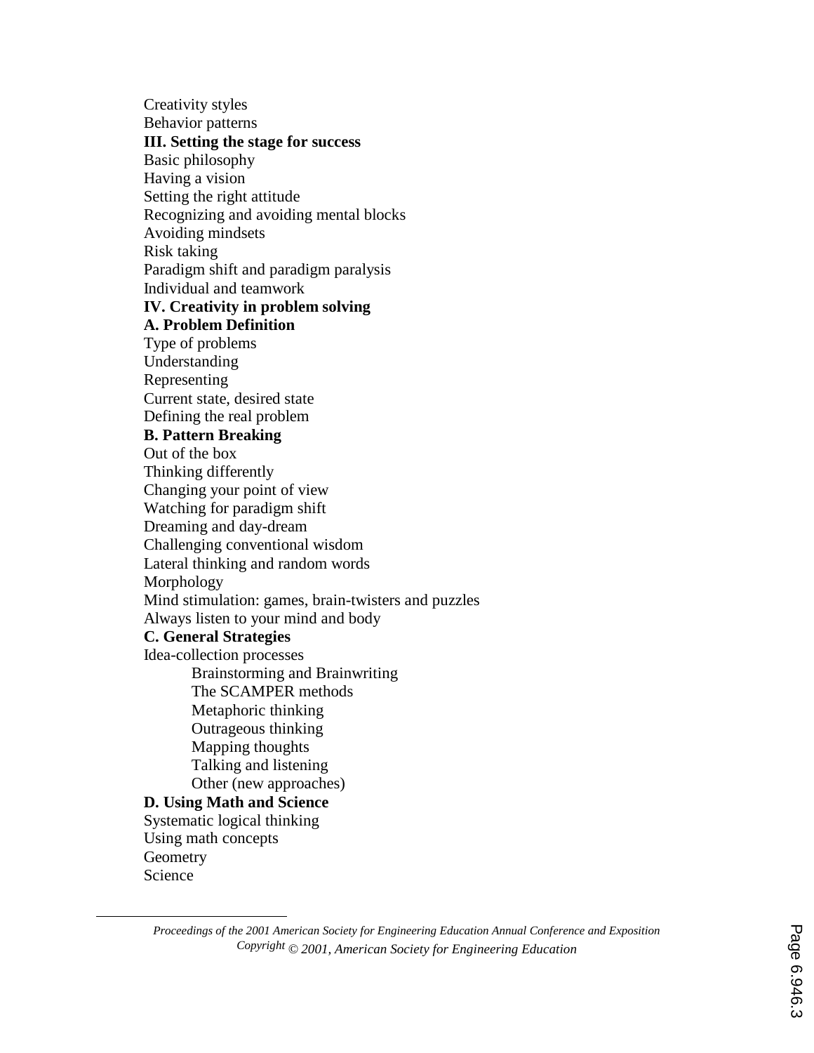Creativity styles
Behavior patterns

**III. Setting the stage for success**

Basic philosophy
Having a vision
Setting the right attitude
Recognizing and avoiding mental blocks
Avoiding mindsets
Risk taking
Paradigm shift and paradigm paralysis
Individual and teamwork

**IV. Creativity in problem solving**

**A. Problem Definition**

Type of problems
Understanding
Representing
Current state, desired state
Defining the real problem

**B. Pattern Breaking**

Out of the box
Thinking differently
Changing your point of view
Watching for paradigm shift
Dreaming and day-dream
Challenging conventional wisdom
Lateral thinking and random words
Morphology
Mind stimulation: games, brain-twisters and puzzles
Always listen to your mind and body

**C. General Strategies**

Idea-collection processes

- Brainstorming and Brainwriting
- The SCAMPER methods
- Metaphoric thinking
- Outrageous thinking
- Mapping thoughts
- Talking and listening
- Other (new approaches)

**D. Using Math and Science**

Systematic logical thinking
Using math concepts
Geometry
Science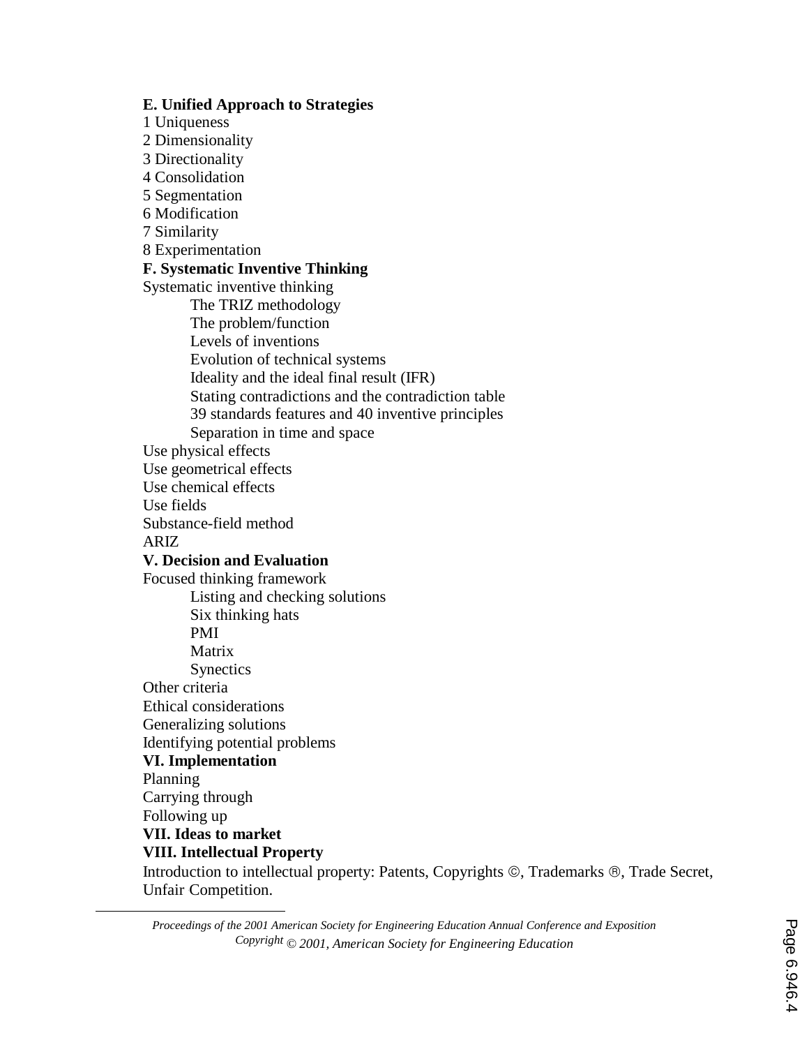**E. Unified Approach to Strategies**

1 Uniqueness
2 Dimensionality
3 Directionality
4 Consolidation
5 Segmentation
6 Modification
7 Similarity
8 Experimentation

**F. Systematic Inventive Thinking**

Systematic inventive thinking

- The TRIZ methodology
- The problem/function
- Levels of inventions
- Evolution of technical systems
- Ideality and the ideal final result (IFR)
- Stating contradictions and the contradiction table
- 39 standards features and 40 inventive principles
- Separation in time and space

Use physical effects
Use geometrical effects
Use chemical effects
Use fields
Substance-field method
ARIZ

**V. Decision and Evaluation**

Focused thinking framework

- Listing and checking solutions
- Six thinking hats
- PMI
- Matrix
- Synectics

Other criteria
Ethical considerations
Generalizing solutions
Identifying potential problems

**VI. Implementation**

Planning
Carrying through
Following up

**VII. Ideas to market**

**VIII. Intellectual Property**

Introduction to intellectual property: Patents, Copyrights ©, Trademarks ®, Trade Secret, Unfair Competition.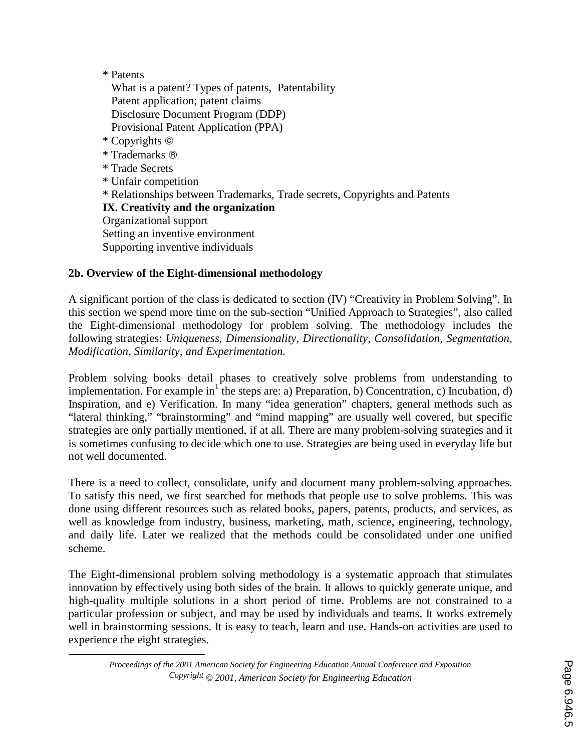* Patents
  What is a patent? Types of patents, Patentability
  Patent application; patent claims
  Disclosure Document Program (DDP)
  Provisional Patent Application (PPA)
* Copyrights ©
* Trademarks ®
* Trade Secrets
* Unfair competition
* Relationships between Trademarks, Trade secrets, Copyrights and Patents

**IX. Creativity and the organization**
Organizational support
Setting an inventive environment
Supporting inventive individuals

## 2b. Overview of the Eight-dimensional methodology

A significant portion of the class is dedicated to section (IV) "Creativity in Problem Solving". In this section we spend more time on the sub-section "Unified Approach to Strategies", also called the Eight-dimensional methodology for problem solving. The methodology includes the following strategies: *Uniqueness, Dimensionality, Directionality, Consolidation, Segmentation, Modification, Similarity, and Experimentation.*

Problem solving books detail phases to creatively solve problems from understanding to implementation. For example in[1] the steps are: a) Preparation, b) Concentration, c) Incubation, d) Inspiration, and e) Verification. In many "idea generation" chapters, general methods such as "lateral thinking," "brainstorming" and "mind mapping" are usually well covered, but specific strategies are only partially mentioned, if at all. There are many problem-solving strategies and it is sometimes confusing to decide which one to use. Strategies are being used in everyday life but not well documented.

There is a need to collect, consolidate, unify and document many problem-solving approaches. To satisfy this need, we first searched for methods that people use to solve problems. This was done using different resources such as related books, papers, patents, products, and services, as well as knowledge from industry, business, marketing, math, science, engineering, technology, and daily life. Later we realized that the methods could be consolidated under one unified scheme.

The Eight-dimensional problem solving methodology is a systematic approach that stimulates innovation by effectively using both sides of the brain. It allows to quickly generate unique, and high-quality multiple solutions in a short period of time. Problems are not constrained to a particular profession or subject, and may be used by individuals and teams. It works extremely well in brainstorming sessions. It is easy to teach, learn and use. Hands-on activities are used to experience the eight strategies.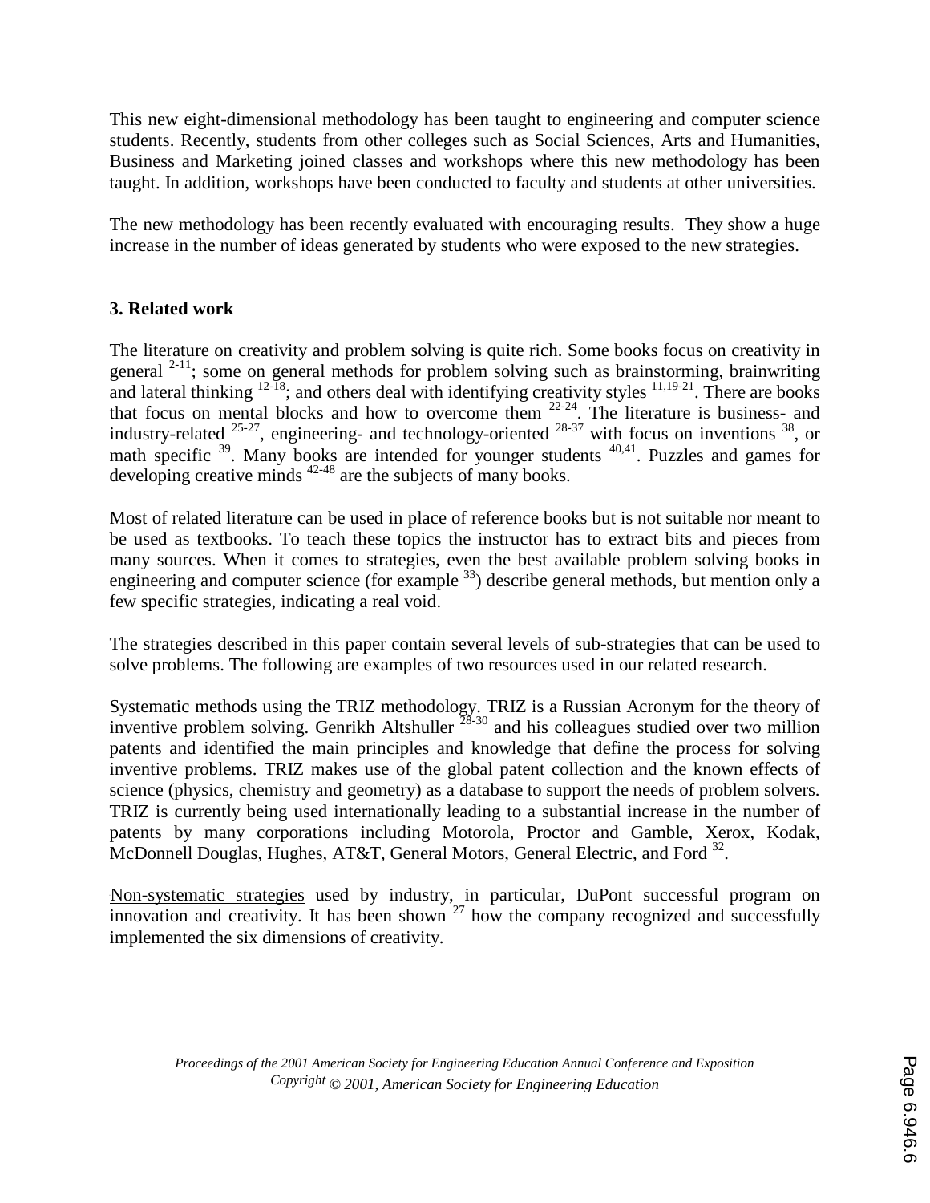This new eight-dimensional methodology has been taught to engineering and computer science students. Recently, students from other colleges such as Social Sciences, Arts and Humanities, Business and Marketing joined classes and workshops where this new methodology has been taught. In addition, workshops have been conducted to faculty and students at other universities.

The new methodology has been recently evaluated with encouraging results. They show a huge increase in the number of ideas generated by students who were exposed to the new strategies.

## 3. Related work

The literature on creativity and problem solving is quite rich. Some books focus on creativity in general [2-11]; some on general methods for problem solving such as brainstorming, brainwriting and lateral thinking [12-18]; and others deal with identifying creativity styles [11,19-21]. There are books that focus on mental blocks and how to overcome them [22-24]. The literature is business- and industry-related [25-27], engineering- and technology-oriented [28-37] with focus on inventions [38], or math specific [39]. Many books are intended for younger students [40,41]. Puzzles and games for developing creative minds [42-48] are the subjects of many books.

Most of related literature can be used in place of reference books but is not suitable nor meant to be used as textbooks. To teach these topics the instructor has to extract bits and pieces from many sources. When it comes to strategies, even the best available problem solving books in engineering and computer science (for example [33]) describe general methods, but mention only a few specific strategies, indicating a real void.

The strategies described in this paper contain several levels of sub-strategies that can be used to solve problems. The following are examples of two resources used in our related research.

Systematic methods using the TRIZ methodology. TRIZ is a Russian Acronym for the theory of inventive problem solving. Genrikh Altshuller [28-30] and his colleagues studied over two million patents and identified the main principles and knowledge that define the process for solving inventive problems. TRIZ makes use of the global patent collection and the known effects of science (physics, chemistry and geometry) as a database to support the needs of problem solvers. TRIZ is currently being used internationally leading to a substantial increase in the number of patents by many corporations including Motorola, Proctor and Gamble, Xerox, Kodak, McDonnell Douglas, Hughes, AT&T, General Motors, General Electric, and Ford [32].

Non-systematic strategies used by industry, in particular, DuPont successful program on innovation and creativity. It has been shown [27] how the company recognized and successfully implemented the six dimensions of creativity.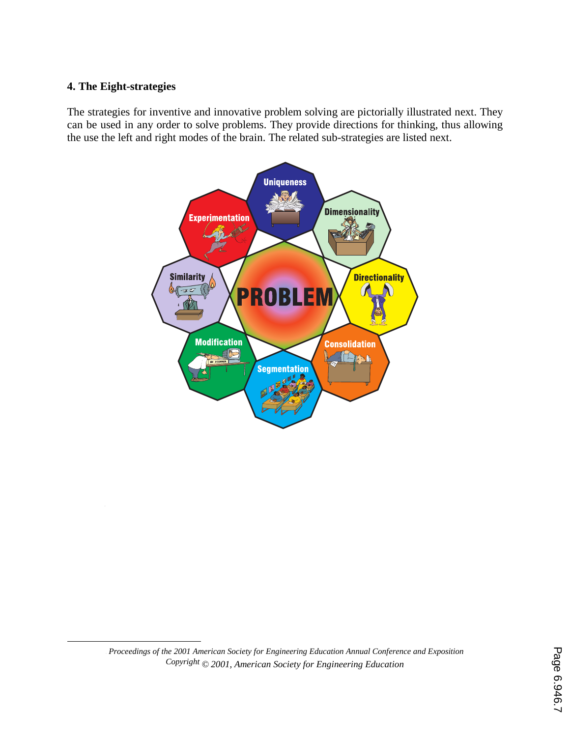### 4. The Eight-strategies

The strategies for inventive and innovative problem solving are pictorially illustrated next. They can be used in any order to solve problems. They provide directions for thinking, thus allowing the use the left and right modes of the brain. The related sub-strategies are listed next.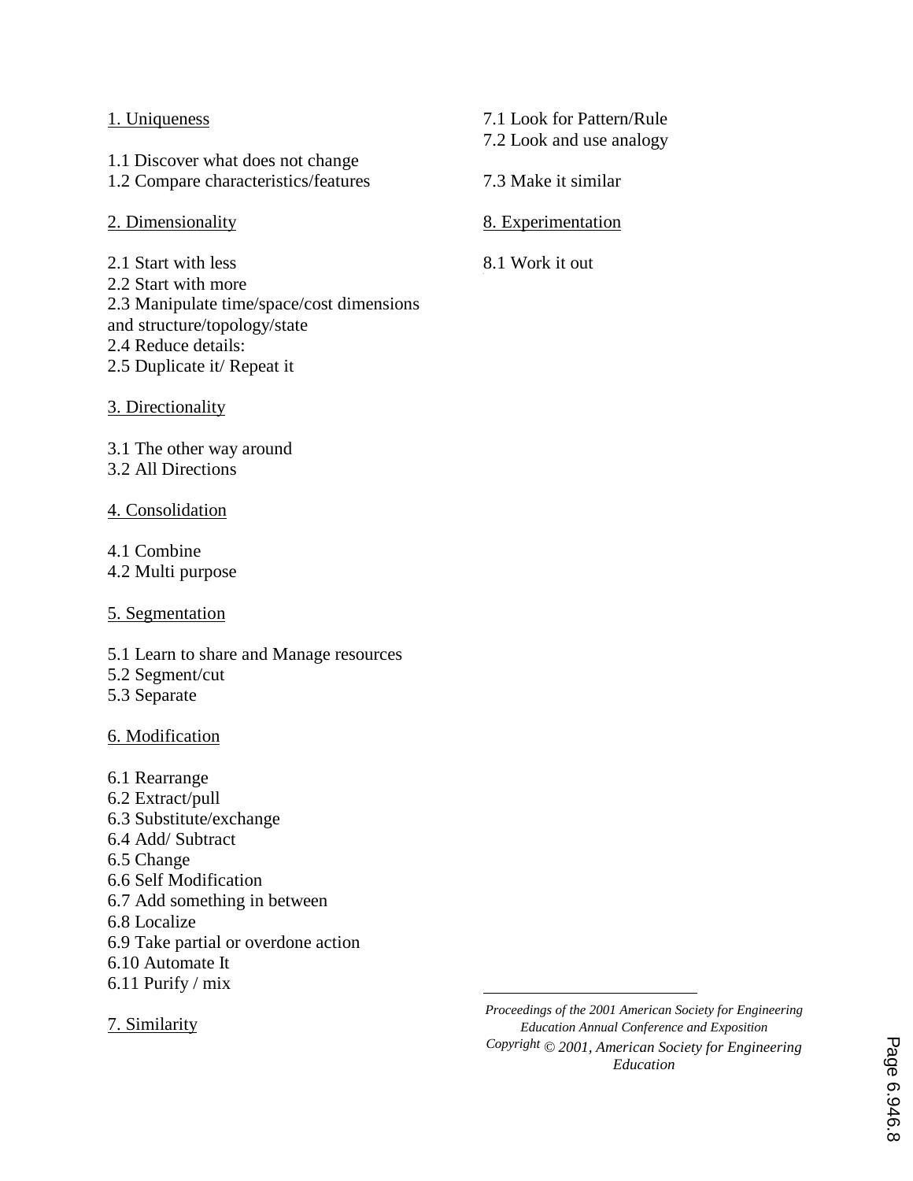1. Uniqueness

1.1 Discover what does not change
1.2 Compare characteristics/features

2. Dimensionality

2.1 Start with less
2.2 Start with more
2.3 Manipulate time/space/cost dimensions and structure/topology/state
2.4 Reduce details:
2.5 Duplicate it/ Repeat it

3. Directionality

3.1 The other way around
3.2 All Directions

4. Consolidation

4.1 Combine
4.2 Multi purpose

5. Segmentation

5.1 Learn to share and Manage resources
5.2 Segment/cut
5.3 Separate

6. Modification

6.1 Rearrange
6.2 Extract/pull
6.3 Substitute/exchange
6.4 Add/ Subtract
6.5 Change
6.6 Self Modification
6.7 Add something in between
6.8 Localize
6.9 Take partial or overdone action
6.10 Automate It
6.11 Purify / mix

7. Similarity

7.1 Look for Pattern/Rule
7.2 Look and use analogy

7.3 Make it similar

8. Experimentation

8.1 Work it out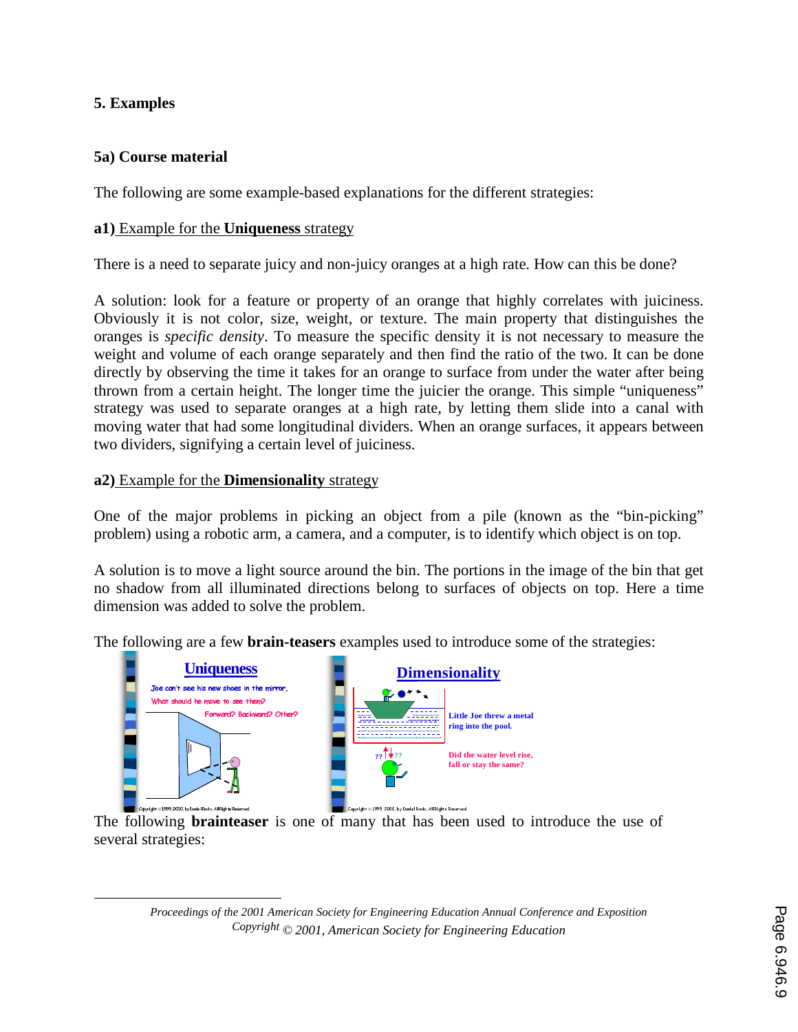## 5. Examples

### 5a) Course material

The following are some example-based explanations for the different strategies:

**a1)** Example for the **Uniqueness** strategy

There is a need to separate juicy and non-juicy oranges at a high rate. How can this be done?

A solution: look for a feature or property of an orange that highly correlates with juiciness. Obviously it is not color, size, weight, or texture. The main property that distinguishes the oranges is *specific density*. To measure the specific density it is not necessary to measure the weight and volume of each orange separately and then find the ratio of the two. It can be done directly by observing the time it takes for an orange to surface from under the water after being thrown from a certain height. The longer time the juicier the orange. This simple "uniqueness" strategy was used to separate oranges at a high rate, by letting them slide into a canal with moving water that had some longitudinal dividers. When an orange surfaces, it appears between two dividers, signifying a certain level of juiciness.

**a2)** Example for the **Dimensionality** strategy

One of the major problems in picking an object from a pile (known as the "bin-picking" problem) using a robotic arm, a camera, and a computer, is to identify which object is on top.

A solution is to move a light source around the bin. The portions in the image of the bin that get no shadow from all illuminated directions belong to surfaces of objects on top. Here a time dimension was added to solve the problem.

The following are a few **brain-teasers** examples used to introduce some of the strategies:

The following **brainteaser** is one of many that has been used to introduce the use of several strategies: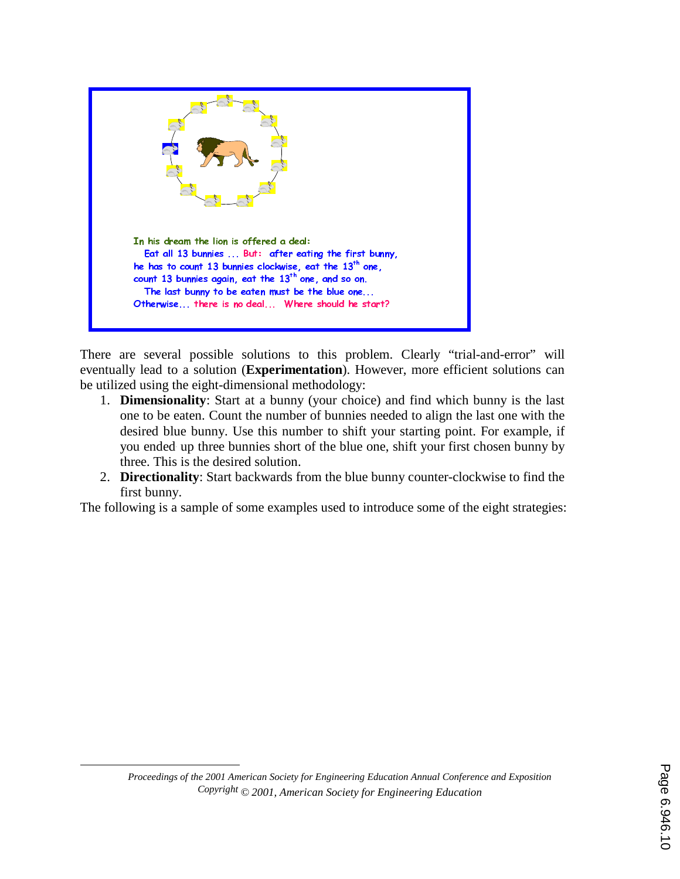In his dream the lion is offered a deal:
Eat all 13 bunnies ... But: after eating the first bunny, he has to count 13 bunnies clockwise, eat the 13th one, count 13 bunnies again, eat the 13th one, and so on.
The last bunny to be eaten must be the blue one...
Otherwise... there is no deal... Where should he start?

There are several possible solutions to this problem. Clearly "trial-and-error" will eventually lead to a solution (**Experimentation**). However, more efficient solutions can be utilized using the eight-dimensional methodology:

1. **Dimensionality**: Start at a bunny (your choice) and find which bunny is the last one to be eaten. Count the number of bunnies needed to align the last one with the desired blue bunny. Use this number to shift your starting point. For example, if you ended up three bunnies short of the blue one, shift your first chosen bunny by three. This is the desired solution.
2. **Directionality**: Start backwards from the blue bunny counter-clockwise to find the first bunny.

The following is a sample of some examples used to introduce some of the eight strategies: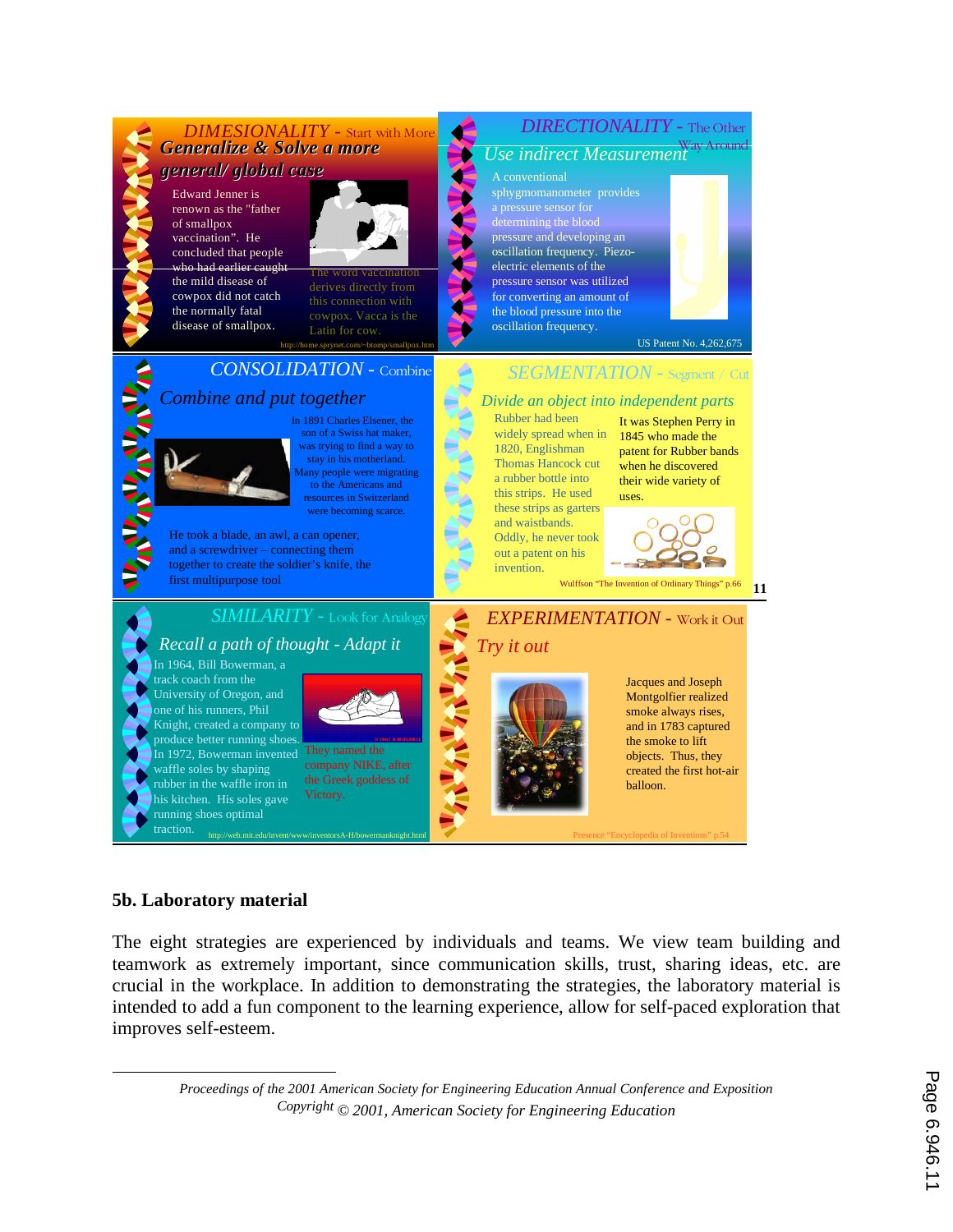**DIMESIONALITY** - Start with More

*Generalize & Solve a more general/ global case*

Edward Jenner is renown as the "father of smallpox vaccination". He concluded that people who had earlier caught the mild disease of cowpox did not catch the normally fatal disease of smallpox.

The word vaccination derives directly from this connection with cowpox. Vacca is the Latin for cow.

http://home.sprynet.com/~btomp/smallpox.htm

**DIRECTIONALITY** - The Other Way Around

*Use indirect Measurement*

A conventional sphygmomanometer provides a pressure sensor for determining the blood pressure and developing an oscillation frequency. Piezo-electric elements of the pressure sensor was utilized for converting an amount of the blood pressure into the oscillation frequency.

US Patent No. 4,262,675

**CONSOLIDATION** - Combine

*Combine and put together*

In 1891 Charles Elsener, the son of a Swiss hat maker, was trying to find a way to stay in his motherland. Many people were migrating to the Americans and resources in Switzerland were becoming scarce.

He took a blade, an awl, a can opener, and a screwdriver – connecting them together to create the soldier's knife, the first multipurpose tool

**SEGMENTATION** - Segment / Cut

*Divide an object into independent parts*

Rubber had been widely spread when in 1820, Englishman Thomas Hancock cut a rubber bottle into this strips. He used these strips as garters and waistbands. Oddly, he never took out a patent on his invention.

It was Stephen Perry in 1845 who made the patent for Rubber bands when he discovered their wide variety of uses.

Wulffson "The Invention of Ordinary Things" p.66

**SIMILARITY** - Look for Analogy

*Recall a path of thought - Adapt it*

In 1964, Bill Bowerman, a track coach from the University of Oregon, and one of his runners, Phil Knight, created a company to produce better running shoes. In 1972, Bowerman invented waffle soles by shaping rubber in the waffle iron in his kitchen. His soles gave running shoes optimal traction.

They named the company NIKE, after the Greek goddess of Victory.

http://web.mit.edu/invent/www/inventorsA-H/bowermanknight.html

**EXPERIMENTATION** - Work it Out

*Try it out*

Jacques and Joseph Montgolfier realized smoke always rises, and in 1783 captured the smoke to lift objects. Thus, they created the first hot-air balloon.

Presence "Encyclopedia of Inventions" p.54

### 5b. Laboratory material

The eight strategies are experienced by individuals and teams. We view team building and teamwork as extremely important, since communication skills, trust, sharing ideas, etc. are crucial in the workplace. In addition to demonstrating the strategies, the laboratory material is intended to add a fun component to the learning experience, allow for self-paced exploration that improves self-esteem.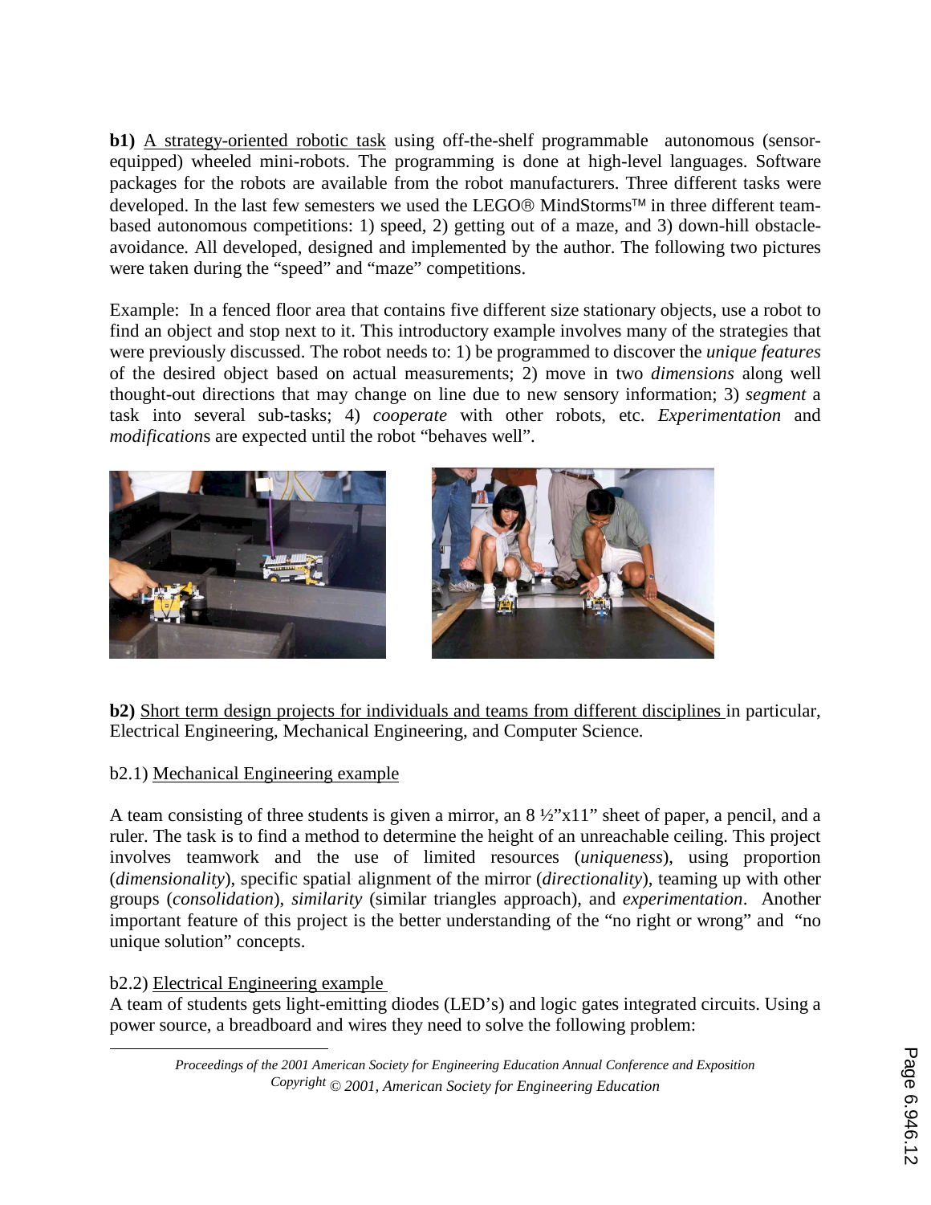**b1)** A strategy-oriented robotic task using off-the-shelf programmable autonomous (sensor-equipped) wheeled mini-robots. The programming is done at high-level languages. Software packages for the robots are available from the robot manufacturers. Three different tasks were developed. In the last few semesters we used the LEGO® MindStorms™ in three different team-based autonomous competitions: 1) speed, 2) getting out of a maze, and 3) down-hill obstacle-avoidance. All developed, designed and implemented by the author. The following two pictures were taken during the "speed" and "maze" competitions.

Example: In a fenced floor area that contains five different size stationary objects, use a robot to find an object and stop next to it. This introductory example involves many of the strategies that were previously discussed. The robot needs to: 1) be programmed to discover the *unique features* of the desired object based on actual measurements; 2) move in two *dimensions* along well thought-out directions that may change on line due to new sensory information; 3) *segment* a task into several sub-tasks; 4) *cooperate* with other robots, etc. *Experimentation* and *modification*s are expected until the robot "behaves well".

**b2)** Short term design projects for individuals and teams from different disciplines in particular, Electrical Engineering, Mechanical Engineering, and Computer Science.

b2.1) Mechanical Engineering example

A team consisting of three students is given a mirror, an 8 ½"x11" sheet of paper, a pencil, and a ruler. The task is to find a method to determine the height of an unreachable ceiling. This project involves teamwork and the use of limited resources (*uniqueness*), using proportion (*dimensionality*), specific spatial alignment of the mirror (*directionality*), teaming up with other groups (*consolidation*), *similarity* (similar triangles approach), and *experimentation*. Another important feature of this project is the better understanding of the "no right or wrong" and "no unique solution" concepts.

b2.2) Electrical Engineering example

A team of students gets light-emitting diodes (LED's) and logic gates integrated circuits. Using a power source, a breadboard and wires they need to solve the following problem: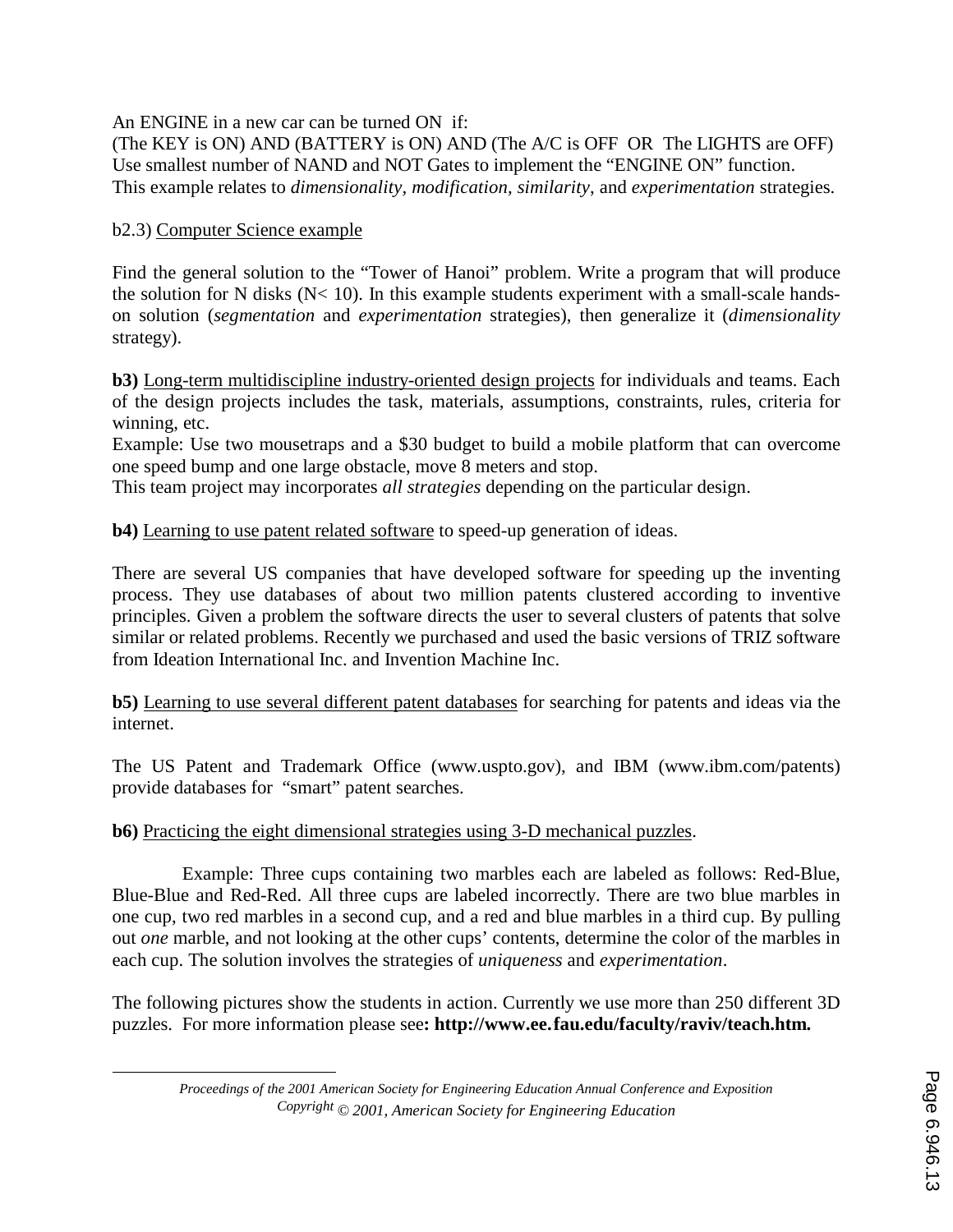An ENGINE in a new car can be turned ON if:
(The KEY is ON) AND (BATTERY is ON) AND (The A/C is OFF OR The LIGHTS are OFF)
Use smallest number of NAND and NOT Gates to implement the "ENGINE ON" function.
This example relates to *dimensionality*, *modification*, *similarity*, and *experimentation* strategies.

b2.3) <u>Computer Science example</u>

Find the general solution to the "Tower of Hanoi" problem. Write a program that will produce the solution for N disks (N< 10). In this example students experiment with a small-scale hands-on solution (*segmentation* and *experimentation* strategies), then generalize it (*dimensionality* strategy).

**b3)** <u>Long-term multidiscipline industry-oriented design projects</u> for individuals and teams. Each of the design projects includes the task, materials, assumptions, constraints, rules, criteria for winning, etc.
Example: Use two mousetraps and a $30 budget to build a mobile platform that can overcome one speed bump and one large obstacle, move 8 meters and stop.
This team project may incorporates *all strategies* depending on the particular design.

**b4)** <u>Learning to use patent related software</u> to speed-up generation of ideas.

There are several US companies that have developed software for speeding up the inventing process. They use databases of about two million patents clustered according to inventive principles. Given a problem the software directs the user to several clusters of patents that solve similar or related problems. Recently we purchased and used the basic versions of TRIZ software from Ideation International Inc. and Invention Machine Inc.

**b5)** <u>Learning to use several different patent databases</u> for searching for patents and ideas via the internet.

The US Patent and Trademark Office (www.uspto.gov), and IBM (www.ibm.com/patents) provide databases for "smart" patent searches.

**b6)** <u>Practicing the eight dimensional strategies using 3-D mechanical puzzles</u>.

Example: Three cups containing two marbles each are labeled as follows: Red-Blue, Blue-Blue and Red-Red. All three cups are labeled incorrectly. There are two blue marbles in one cup, two red marbles in a second cup, and a red and blue marbles in a third cup. By pulling out *one* marble, and not looking at the other cups' contents, determine the color of the marbles in each cup. The solution involves the strategies of *uniqueness* and *experimentation*.

The following pictures show the students in action. Currently we use more than 250 different 3D puzzles. For more information please see**: http://www.ee.fau.edu/faculty/raviv/teach.htm.**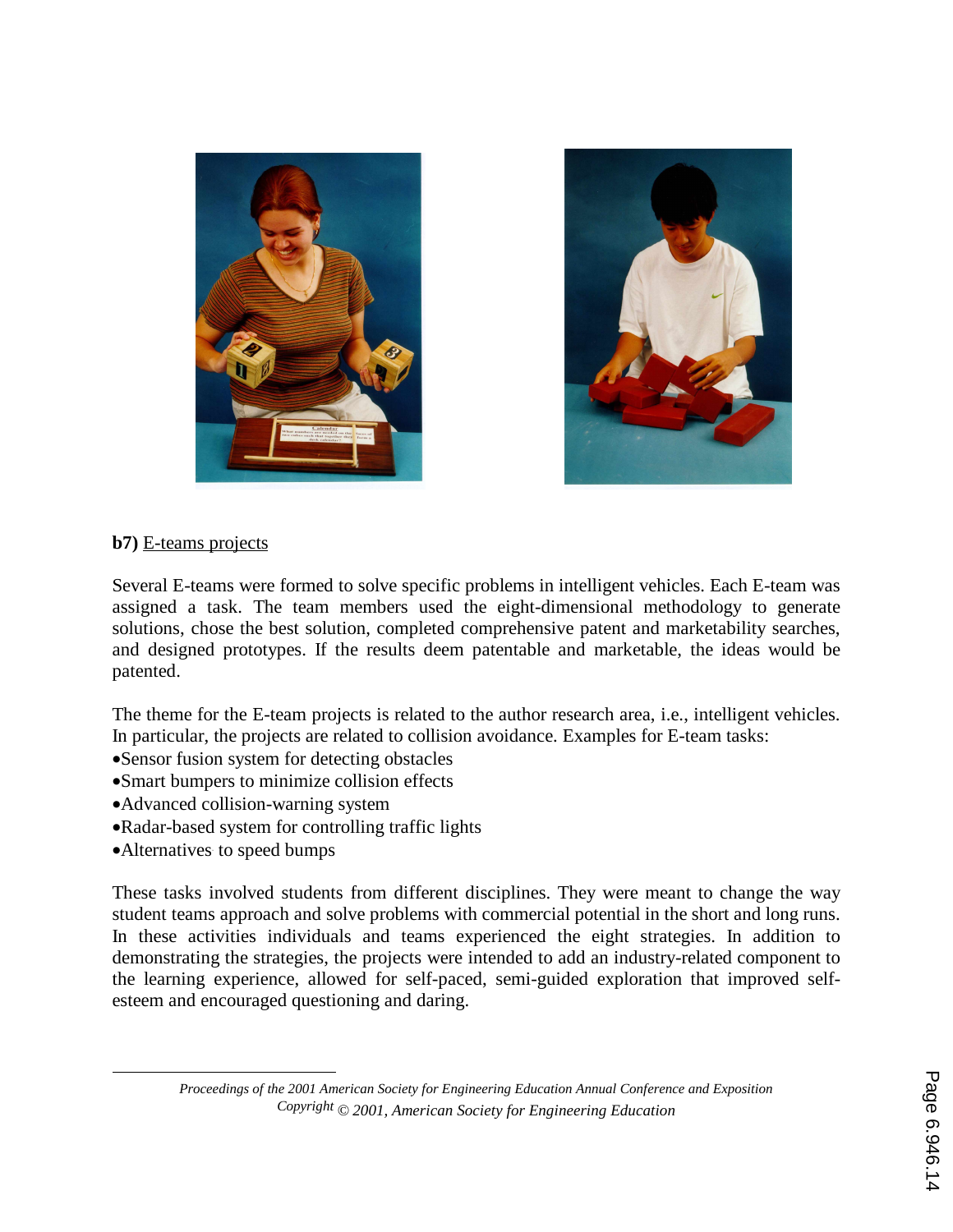**b7)** E-teams projects

Several E-teams were formed to solve specific problems in intelligent vehicles. Each E-team was assigned a task. The team members used the eight-dimensional methodology to generate solutions, chose the best solution, completed comprehensive patent and marketability searches, and designed prototypes. If the results deem patentable and marketable, the ideas would be patented.

The theme for the E-team projects is related to the author research area, i.e., intelligent vehicles. In particular, the projects are related to collision avoidance. Examples for E-team tasks:

- Sensor fusion system for detecting obstacles
- Smart bumpers to minimize collision effects
- Advanced collision-warning system
- Radar-based system for controlling traffic lights
- Alternatives to speed bumps

These tasks involved students from different disciplines. They were meant to change the way student teams approach and solve problems with commercial potential in the short and long runs. In these activities individuals and teams experienced the eight strategies. In addition to demonstrating the strategies, the projects were intended to add an industry-related component to the learning experience, allowed for self-paced, semi-guided exploration that improved self-esteem and encouraged questioning and daring.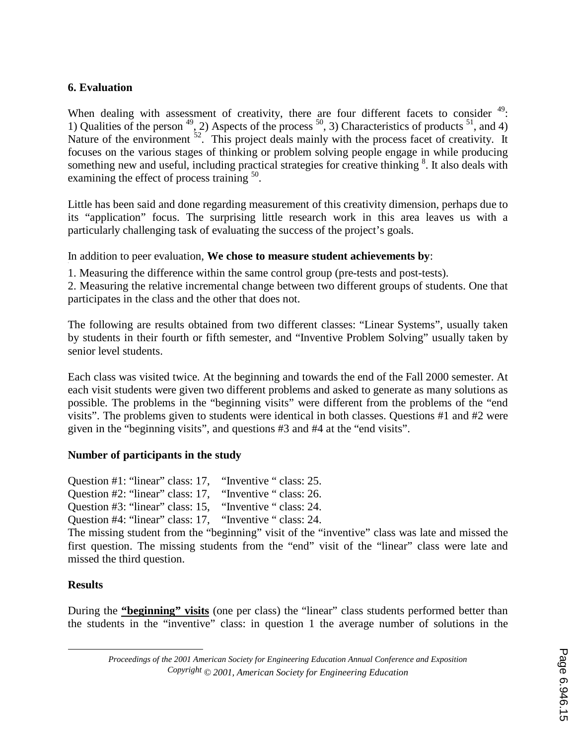## 6. Evaluation

When dealing with assessment of creativity, there are four different facets to consider [49]: 1) Qualities of the person [49], 2) Aspects of the process [50], 3) Characteristics of products [51], and 4) Nature of the environment [52]. This project deals mainly with the process facet of creativity. It focuses on the various stages of thinking or problem solving people engage in while producing something new and useful, including practical strategies for creative thinking [8]. It also deals with examining the effect of process training [50].

Little has been said and done regarding measurement of this creativity dimension, perhaps due to its "application" focus. The surprising little research work in this area leaves us with a particularly challenging task of evaluating the success of the project's goals.

In addition to peer evaluation, **We chose to measure student achievements by**:

1. Measuring the difference within the same control group (pre-tests and post-tests).
2. Measuring the relative incremental change between two different groups of students. One that participates in the class and the other that does not.

The following are results obtained from two different classes: "Linear Systems", usually taken by students in their fourth or fifth semester, and "Inventive Problem Solving" usually taken by senior level students.

Each class was visited twice. At the beginning and towards the end of the Fall 2000 semester. At each visit students were given two different problems and asked to generate as many solutions as possible. The problems in the "beginning visits" were different from the problems of the "end visits". The problems given to students were identical in both classes. Questions #1 and #2 were given in the "beginning visits", and questions #3 and #4 at the "end visits".

**Number of participants in the study**

Question #1: "linear" class: 17, "Inventive " class: 25.
Question #2: "linear" class: 17, "Inventive " class: 26.
Question #3: "linear" class: 15, "Inventive " class: 24.
Question #4: "linear" class: 17, "Inventive " class: 24.
The missing student from the "beginning" visit of the "inventive" class was late and missed the first question. The missing students from the "end" visit of the "linear" class were late and missed the third question.

**Results**

During the **"beginning" visits** (one per class) the "linear" class students performed better than the students in the "inventive" class: in question 1 the average number of solutions in the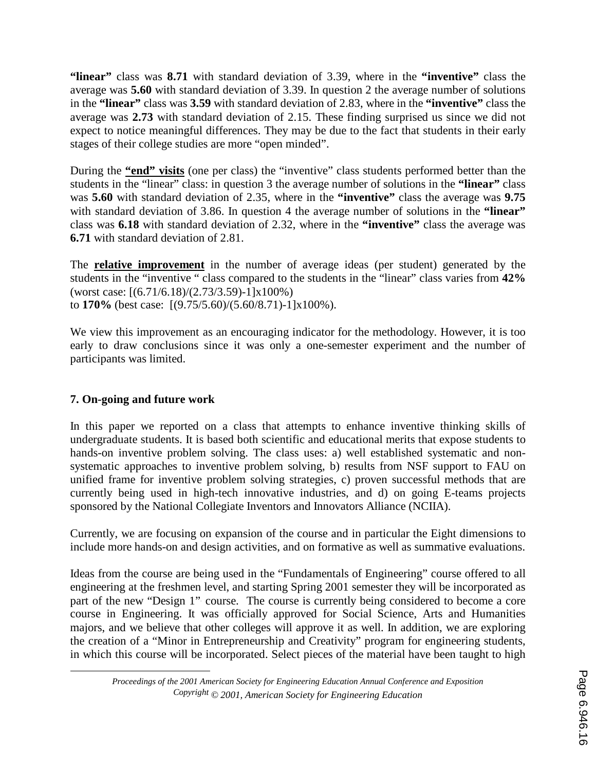**"linear"** class was **8.71** with standard deviation of 3.39, where in the **"inventive"** class the average was **5.60** with standard deviation of 3.39. In question 2 the average number of solutions in the **"linear"** class was **3.59** with standard deviation of 2.83, where in the **"inventive"** class the average was **2.73** with standard deviation of 2.15. These finding surprised us since we did not expect to notice meaningful differences. They may be due to the fact that students in their early stages of their college studies are more "open minded".

During the **<u>"end" visits</u>** (one per class) the "inventive" class students performed better than the students in the "linear" class: in question 3 the average number of solutions in the **"linear"** class was **5.60** with standard deviation of 2.35, where in the **"inventive"** class the average was **9.75** with standard deviation of 3.86. In question 4 the average number of solutions in the **"linear"** class was **6.18** with standard deviation of 2.32, where in the **"inventive"** class the average was **6.71** with standard deviation of 2.81.

The **<u>relative improvement</u>** in the number of average ideas (per student) generated by the students in the "inventive " class compared to the students in the "linear" class varies from **42%** (worst case: $[(6.71/6.18)/(2.73/3.59)-1]\text{x}100\%$)
to **170%** (best case: $[(9.75/5.60)/(5.60/8.71)-1]\text{x}100\%$).

We view this improvement as an encouraging indicator for the methodology. However, it is too early to draw conclusions since it was only a one-semester experiment and the number of participants was limited.

## 7. On-going and future work

In this paper we reported on a class that attempts to enhance inventive thinking skills of undergraduate students. It is based both scientific and educational merits that expose students to hands-on inventive problem solving. The class uses: a) well established systematic and non-systematic approaches to inventive problem solving, b) results from NSF support to FAU on unified frame for inventive problem solving strategies, c) proven successful methods that are currently being used in high-tech innovative industries, and d) on going E-teams projects sponsored by the National Collegiate Inventors and Innovators Alliance (NCIIA).

Currently, we are focusing on expansion of the course and in particular the Eight dimensions to include more hands-on and design activities, and on formative as well as summative evaluations.

Ideas from the course are being used in the "Fundamentals of Engineering" course offered to all engineering at the freshmen level, and starting Spring 2001 semester they will be incorporated as part of the new "Design 1" course. The course is currently being considered to become a core course in Engineering. It was officially approved for Social Science, Arts and Humanities majors, and we believe that other colleges will approve it as well. In addition, we are exploring the creation of a "Minor in Entrepreneurship and Creativity" program for engineering students, in which this course will be incorporated. Select pieces of the material have been taught to high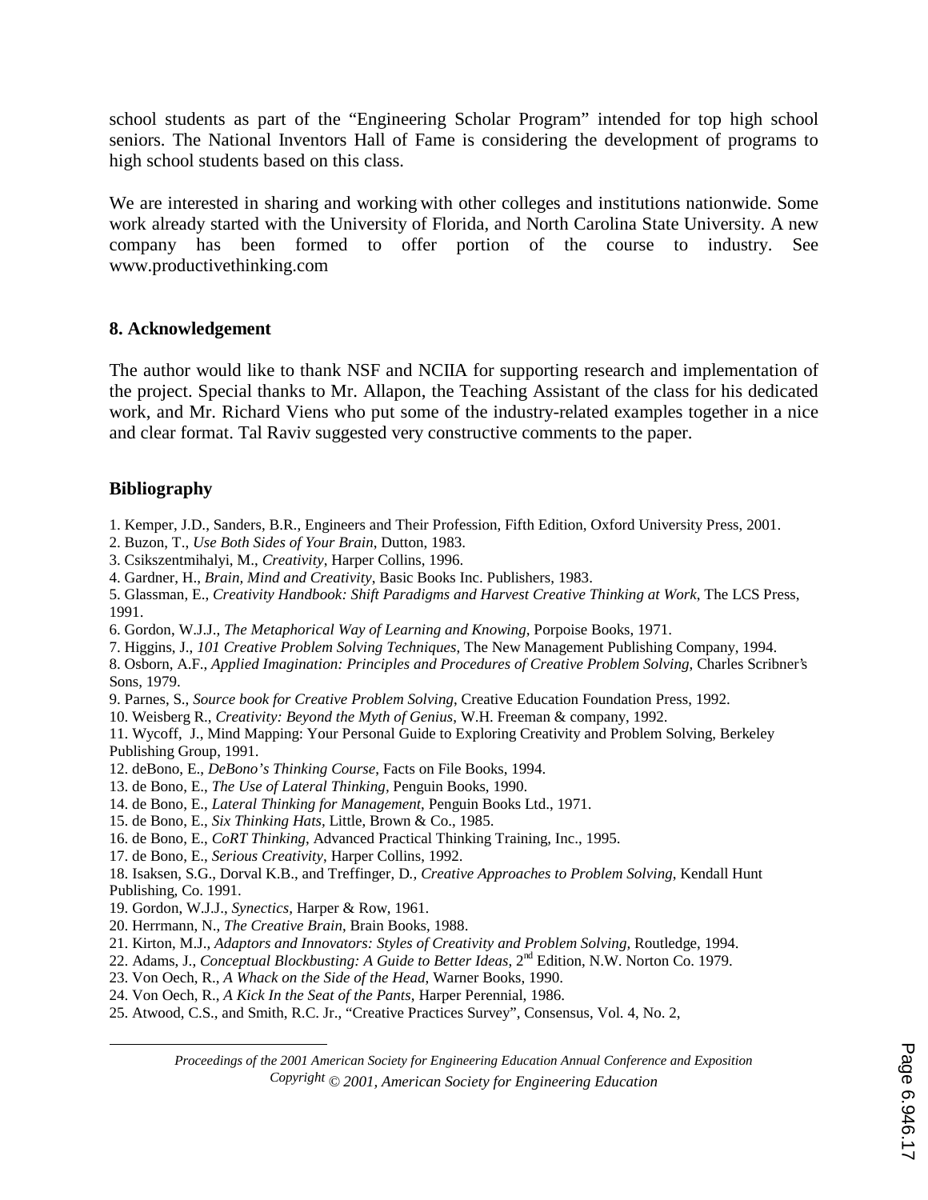school students as part of the "Engineering Scholar Program" intended for top high school seniors. The National Inventors Hall of Fame is considering the development of programs to high school students based on this class.

We are interested in sharing and working with other colleges and institutions nationwide. Some work already started with the University of Florida, and North Carolina State University. A new company has been formed to offer portion of the course to industry. See www.productivethinking.com

## 8. Acknowledgement

The author would like to thank NSF and NCIIA for supporting research and implementation of the project. Special thanks to Mr. Allapon, the Teaching Assistant of the class for his dedicated work, and Mr. Richard Viens who put some of the industry-related examples together in a nice and clear format. Tal Raviv suggested very constructive comments to the paper.

## Bibliography

1. Kemper, J.D., Sanders, B.R., Engineers and Their Profession, Fifth Edition, Oxford University Press, 2001.
2. Buzon, T., *Use Both Sides of Your Brain*, Dutton, 1983.
3. Csikszentmihalyi, M., *Creativity*, Harper Collins, 1996.
4. Gardner, H., *Brain, Mind and Creativity*, Basic Books Inc. Publishers, 1983.
5. Glassman, E., *Creativity Handbook: Shift Paradigms and Harvest Creative Thinking at Work*, The LCS Press, 1991.
6. Gordon, W.J.J., *The Metaphorical Way of Learning and Knowing*, Porpoise Books, 1971.
7. Higgins, J., *101 Creative Problem Solving Techniques*, The New Management Publishing Company, 1994.
8. Osborn, A.F., *Applied Imagination: Principles and Procedures of Creative Problem Solving*, Charles Scribner's Sons, 1979.
9. Parnes, S., *Source book for Creative Problem Solving*, Creative Education Foundation Press, 1992.
10. Weisberg R., *Creativity: Beyond the Myth of Genius*, W.H. Freeman & company, 1992.
11. Wycoff, J., Mind Mapping: Your Personal Guide to Exploring Creativity and Problem Solving, Berkeley Publishing Group, 1991.
12. deBono, E., *DeBono's Thinking Course*, Facts on File Books, 1994.
13. de Bono, E., *The Use of Lateral Thinking*, Penguin Books, 1990.
14. de Bono, E., *Lateral Thinking for Management*, Penguin Books Ltd., 1971.
15. de Bono, E., *Six Thinking Hats*, Little, Brown & Co., 1985.
16. de Bono, E., *CoRT Thinking*, Advanced Practical Thinking Training, Inc., 1995.
17. de Bono, E., *Serious Creativity*, Harper Collins, 1992.
18. Isaksen, S.G., Dorval K.B., and Treffinger, D., *Creative Approaches to Problem Solving*, Kendall Hunt Publishing, Co. 1991.
19. Gordon, W.J.J., *Synectics*, Harper & Row, 1961.
20. Herrmann, N., *The Creative Brain*, Brain Books, 1988.
21. Kirton, M.J., *Adaptors and Innovators: Styles of Creativity and Problem Solving*, Routledge, 1994.
22. Adams, J., *Conceptual Blockbusting: A Guide to Better Ideas*, 2nd Edition, N.W. Norton Co. 1979.
23. Von Oech, R., *A Whack on the Side of the Head*, Warner Books, 1990.
24. Von Oech, R., *A Kick In the Seat of the Pants*, Harper Perennial, 1986.
25. Atwood, C.S., and Smith, R.C. Jr., "Creative Practices Survey", Consensus, Vol. 4, No. 2,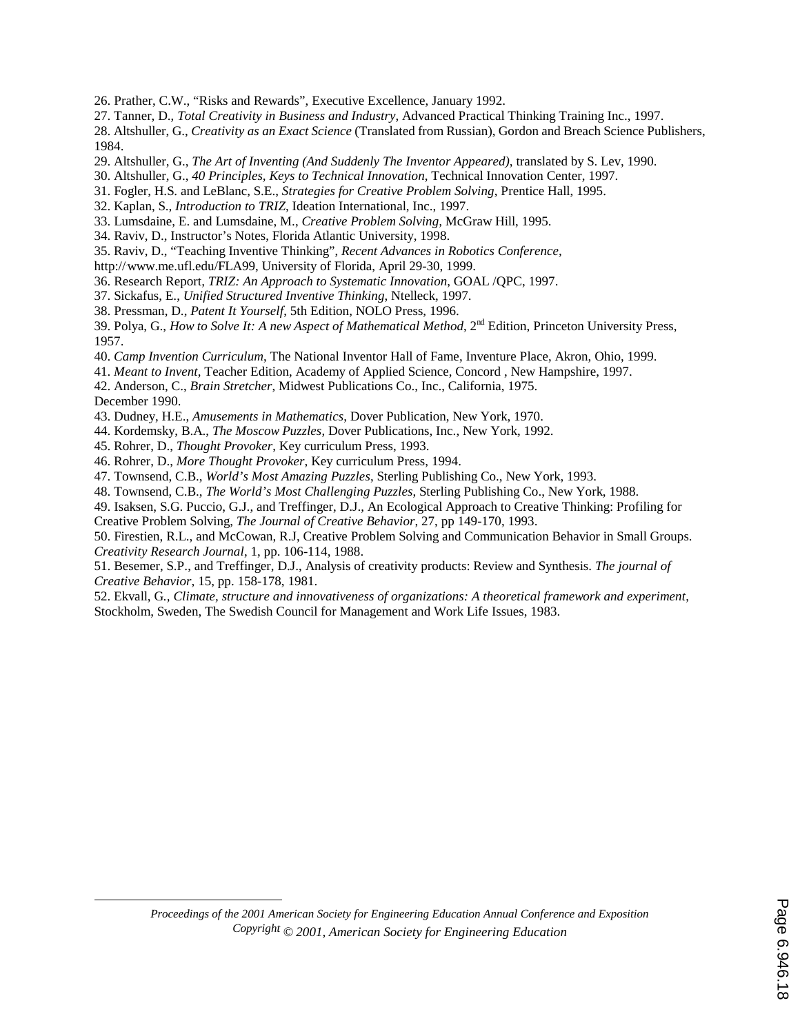26. Prather, C.W., "Risks and Rewards", Executive Excellence, January 1992.

27. Tanner, D., *Total Creativity in Business and Industry,* Advanced Practical Thinking Training Inc., 1997.

28. Altshuller, G., *Creativity as an Exact Science* (Translated from Russian), Gordon and Breach Science Publishers, 1984.

29. Altshuller, G., *The Art of Inventing (And Suddenly The Inventor Appeared)*, translated by S. Lev, 1990.

30. Altshuller, G., *40 Principles, Keys to Technical Innovation*, Technical Innovation Center, 1997.

31. Fogler, H.S. and LeBlanc, S.E., *Strategies for Creative Problem Solving*, Prentice Hall, 1995.

32. Kaplan, S., *Introduction to TRIZ*, Ideation International, Inc., 1997.

33. Lumsdaine, E. and Lumsdaine, M., *Creative Problem Solving,* McGraw Hill, 1995.

34. Raviv, D., Instructor's Notes, Florida Atlantic University, 1998.

35. Raviv, D., "Teaching Inventive Thinking", *Recent Advances in Robotics Conference,* http:// www.me.ufl.edu/FLA99, University of Florida, April 29-30, 1999.

36. Research Report, *TRIZ: An Approach to Systematic Innovation*, GOAL /QPC, 1997.

37. Sickafus, E., *Unified Structured Inventive Thinking*, Ntelleck, 1997.

38. Pressman, D., *Patent It Yourself*, 5th Edition, NOLO Press, 1996.

39. Polya, G., *How to Solve It: A new Aspect of Mathematical Method*, 2nd Edition, Princeton University Press, 1957.

40. *Camp Invention Curriculum*, The National Inventor Hall of Fame, Inventure Place, Akron, Ohio, 1999.

41. *Meant to Invent,* Teacher Edition, Academy of Applied Science, Concord , New Hampshire, 1997.

42. Anderson, C., *Brain Stretcher*, Midwest Publications Co., Inc., California, 1975. December 1990.

43. Dudney, H.E., *Amusements in Mathematics*, Dover Publication, New York, 1970.

44. Kordemsky, B.A., *The Moscow Puzzles*, Dover Publications, Inc., New York, 1992.

45. Rohrer, D., *Thought Provoker*, Key curriculum Press, 1993.

46. Rohrer, D., *More Thought Provoker*, Key curriculum Press, 1994.

47. Townsend, C.B., *World's Most Amazing Puzzles*, Sterling Publishing Co., New York, 1993.

48. Townsend, C.B., *The World's Most Challenging Puzzles*, Sterling Publishing Co., New York, 1988.

49. Isaksen, S.G. Puccio, G.J., and Treffinger, D.J., An Ecological Approach to Creative Thinking: Profiling for Creative Problem Solving, *The Journal of Creative Behavior*, 27, pp 149-170, 1993.

50. Firestien, R.L., and McCowan, R.J, Creative Problem Solving and Communication Behavior in Small Groups. *Creativity Research Journal*, 1, pp. 106-114, 1988.

51. Besemer, S.P., and Treffinger, D.J., Analysis of creativity products: Review and Synthesis. *The journal of Creative Behavior*, 15, pp. 158-178, 1981.

52. Ekvall, G., *Climate, structure and innovativeness of organizations: A theoretical framework and experiment*, Stockholm, Sweden, The Swedish Council for Management and Work Life Issues, 1983.